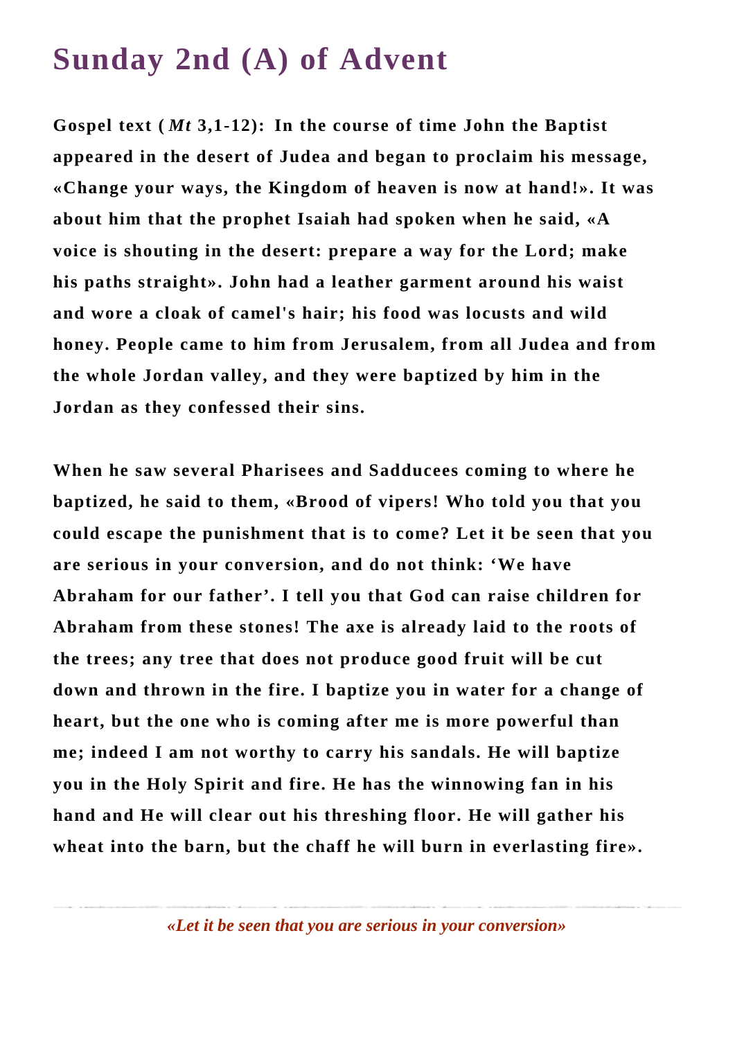# Sunday 2nd (A) of Advent

**Gospel text (*Mt* 3,1-12): In the course of time John the Baptist appeared in the desert of Judea and began to proclaim his message, «Change your ways, the Kingdom of heaven is now at hand!». It was about him that the prophet Isaiah had spoken when he said, «A voice is shouting in the desert: prepare a way for the Lord; make his paths straight». John had a leather garment around his waist and wore a cloak of camel's hair; his food was locusts and wild honey. People came to him from Jerusalem, from all Judea and from the whole Jordan valley, and they were baptized by him in the Jordan as they confessed their sins.**

**When he saw several Pharisees and Sadducees coming to where he baptized, he said to them, «Brood of vipers! Who told you that you could escape the punishment that is to come? Let it be seen that you are serious in your conversion, and do not think: 'We have Abraham for our father'. I tell you that God can raise children for Abraham from these stones! The axe is already laid to the roots of the trees; any tree that does not produce good fruit will be cut down and thrown in the fire. I baptize you in water for a change of heart, but the one who is coming after me is more powerful than me; indeed I am not worthy to carry his sandals. He will baptize you in the Holy Spirit and fire. He has the winnowing fan in his hand and He will clear out his threshing floor. He will gather his wheat into the barn, but the chaff he will burn in everlasting fire».**

---

*«Let it be seen that you are serious in your conversion»*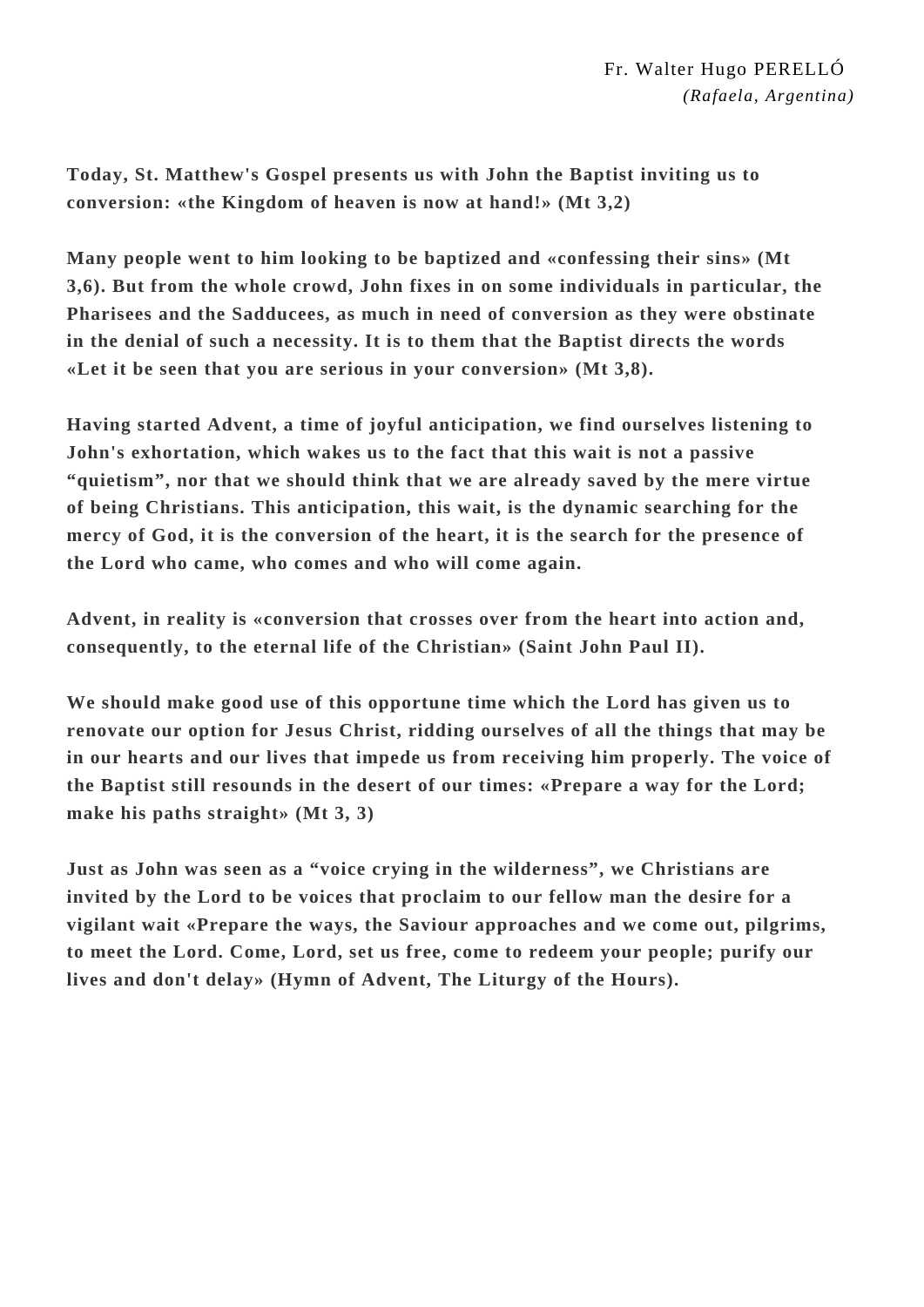Fr. Walter Hugo PERELLÓ
*(Rafaela, Argentina)*

**Today, St. Matthew's Gospel presents us with John the Baptist inviting us to conversion: «the Kingdom of heaven is now at hand!» (Mt 3,2)**

**Many people went to him looking to be baptized and «confessing their sins» (Mt 3,6). But from the whole crowd, John fixes in on some individuals in particular, the Pharisees and the Sadducees, as much in need of conversion as they were obstinate in the denial of such a necessity. It is to them that the Baptist directs the words «Let it be seen that you are serious in your conversion» (Mt 3,8).**

**Having started Advent, a time of joyful anticipation, we find ourselves listening to John's exhortation, which wakes us to the fact that this wait is not a passive "quietism", nor that we should think that we are already saved by the mere virtue of being Christians. This anticipation, this wait, is the dynamic searching for the mercy of God, it is the conversion of the heart, it is the search for the presence of the Lord who came, who comes and who will come again.**

**Advent, in reality is «conversion that crosses over from the heart into action and, consequently, to the eternal life of the Christian» (Saint John Paul II).**

**We should make good use of this opportune time which the Lord has given us to renovate our option for Jesus Christ, ridding ourselves of all the things that may be in our hearts and our lives that impede us from receiving him properly. The voice of the Baptist still resounds in the desert of our times: «Prepare a way for the Lord; make his paths straight» (Mt 3, 3)**

**Just as John was seen as a "voice crying in the wilderness", we Christians are invited by the Lord to be voices that proclaim to our fellow man the desire for a vigilant wait «Prepare the ways, the Saviour approaches and we come out, pilgrims, to meet the Lord. Come, Lord, set us free, come to redeem your people; purify our lives and don't delay» (Hymn of Advent, The Liturgy of the Hours).**